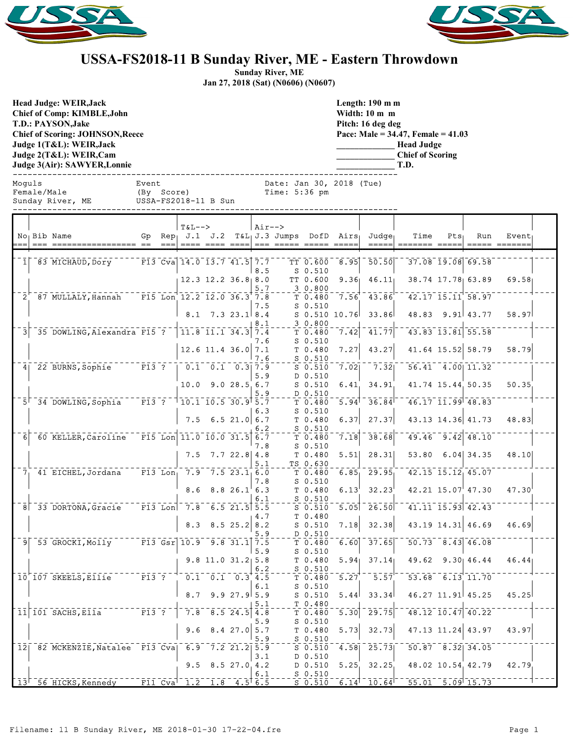# USSA-FS2018-11 B Sunday River, ME - Eastern Throwdown

**Sunday River, ME**
**Jan 27, 2018 (Sat) (N0606) (N0607)**

**Head Judge: WEIR,Jack**
**Chief of Comp: KIMBLE,John**
**T.D.: PAYSON,Jake**
**Chief of Scoring: JOHNSON,Reece**
**Judge 1(T&L): WEIR,Jack**
**Judge 2(T&L): WEIR,Cam**
**Judge 3(Air): SAWYER,Lonnie**

**Length: 190 m m**
**Width: 10 m m**
**Pitch: 16 deg deg**
**Pace: Male = 34.47, Female = 41.03**
**_____________ Head Judge**
**_____________ Chief of Scoring**
**_____________ T.D.**

```
Moguls              Event               Date: Jan 30, 2018 (Tue)
Female/Male         (By Score)          Time: 5:36 pm
Sunday River, ME    USSA-FS2018-11 B Sun
```

| No | Bib | Name | Gp | Rep | T&L--> J.1 | J.2 | T&L | Air--> J.3 | Jumps | DofD | Airs | Judge | Time | Pts | Run | Event |
|---|---|---|---|---|---|---|---|---|---|---|---|---|---|---|---|---|
| 1 | 83 | MICHAUD,Dory | F13 | Cva | 14.0 | 13.7 | 41.5 | 7.7 | TT | 0.600 | 8.95 | 50.50 | 37.08 | 19.08 | 69.58 | |
| | | | | | | | | 8.5 | S | 0.510 | | | | | | |
| | | | | | 12.3 | 12.2 | 36.8 | 8.0 | TT | 0.600 | 9.36 | 46.11 | 38.74 | 17.78 | 63.89 | 69.58 |
| | | | | | | | | 5.7 | 3 | 0.800 | | | | | | |
| 2 | 87 | MULLALY,Hannah | F15 | Lon | 12.2 | 12.0 | 36.3 | 7.8 | T | 0.480 | 7.56 | 43.86 | 42.17 | 15.11 | 58.97 | |
| | | | | | | | | 7.5 | S | 0.510 | | | | | | |
| | | | | | 8.1 | 7.3 | 23.1 | 8.4 | S | 0.510 | 10.76 | 33.86 | 48.83 | 9.91 | 43.77 | 58.97 |
| | | | | | | | | 8.1 | 3 | 0.800 | | | | | | |
| 3 | 35 | DOWLING,Alexandra | F15 | ? | 11.8 | 11.1 | 34.3 | 7.4 | T | 0.480 | 7.42 | 41.77 | 43.83 | 13.81 | 55.58 | |
| | | | | | | | | 7.6 | S | 0.510 | | | | | | |
| | | | | | 12.6 | 11.4 | 36.0 | 7.1 | T | 0.480 | 7.27 | 43.27 | 41.64 | 15.52 | 58.79 | 58.79 |
| | | | | | | | | 7.6 | S | 0.510 | | | | | | |
| 4 | 22 | BURNS,Sophie | F13 | ? | 0.1 | 0.1 | 0.3 | 7.9 | S | 0.510 | 7.02 | 7.32 | 56.41 | 4.00 | 11.32 | |
| | | | | | | | | 5.9 | D | 0.510 | | | | | | |
| | | | | | 10.0 | 9.0 | 28.5 | 6.7 | S | 0.510 | 6.41 | 34.91 | 41.74 | 15.44 | 50.35 | 50.35 |
| | | | | | | | | 5.9 | D | 0.510 | | | | | | |
| 5 | 34 | DOWLING,Sophia | F13 | ? | 10.1 | 10.5 | 30.9 | 5.7 | T | 0.480 | 5.94 | 36.84 | 46.17 | 11.99 | 48.83 | |
| | | | | | | | | 6.3 | S | 0.510 | | | | | | |
| | | | | | 7.5 | 6.5 | 21.0 | 6.7 | T | 0.480 | 6.37 | 27.37 | 43.13 | 14.36 | 41.73 | 48.83 |
| | | | | | | | | 6.2 | S | 0.510 | | | | | | |
| 6 | 60 | KELLER,Caroline | F15 | Lon | 11.0 | 10.0 | 31.5 | 6.7 | T | 0.480 | 7.18 | 38.68 | 49.46 | 9.42 | 48.10 | |
| | | | | | | | | 7.8 | S | 0.510 | | | | | | |
| | | | | | 7.5 | 7.7 | 22.8 | 4.8 | T | 0.480 | 5.51 | 28.31 | 53.80 | 6.04 | 34.35 | 48.10 |
| | | | | | | | | 5.1 | TS | 0.630 | | | | | | |
| 7 | 41 | EICHEL,Jordana | F13 | Lon | 7.9 | 7.5 | 23.1 | 6.0 | T | 0.480 | 6.85 | 29.95 | 42.15 | 15.12 | 45.07 | |
| | | | | | | | | 7.8 | S | 0.510 | | | | | | |
| | | | | | 8.6 | 8.8 | 26.1 | 6.3 | T | 0.480 | 6.13 | 32.23 | 42.21 | 15.07 | 47.30 | 47.30 |
| | | | | | | | | 6.1 | S | 0.510 | | | | | | |
| 8 | 33 | DORTONA,Gracie | F13 | Lon | 7.8 | 6.5 | 21.5 | 5.5 | S | 0.510 | 5.05 | 26.50 | 41.11 | 15.93 | 42.43 | |
| | | | | | | | | 4.7 | T | 0.480 | | | | | | |
| | | | | | 8.3 | 8.5 | 25.2 | 8.2 | S | 0.510 | 7.18 | 32.38 | 43.19 | 14.31 | 46.69 | 46.69 |
| | | | | | | | | 5.9 | D | 0.510 | | | | | | |
| 9 | 53 | GROCKI,Molly | F13 | Gsr | 10.9 | 9.8 | 31.1 | 7.5 | T | 0.480 | 6.60 | 37.65 | 50.73 | 8.43 | 46.08 | |
| | | | | | | | | 5.9 | S | 0.510 | | | | | | |
| | | | | | 9.8 | 11.0 | 31.2 | 5.8 | T | 0.480 | 5.94 | 37.14 | 49.62 | 9.30 | 46.44 | 46.44 |
| | | | | | | | | 6.2 | S | 0.510 | | | | | | |
| 10 | 107 | SKEELS,Ellie | F13 | ? | 0.1 | 0.1 | 0.3 | 4.5 | T | 0.480 | 5.27 | 5.57 | 53.68 | 6.13 | 11.70 | |
| | | | | | | | | 6.1 | S | 0.510 | | | | | | |
| | | | | | 8.7 | 9.9 | 27.9 | 5.9 | S | 0.510 | 5.44 | 33.34 | 46.27 | 11.91 | 45.25 | 45.25 |
| | | | | | | | | 5.1 | T | 0.480 | | | | | | |
| 11 | 101 | SACHS,Ella | F13 | ? | 7.8 | 8.5 | 24.5 | 4.8 | T | 0.480 | 5.30 | 29.75 | 48.12 | 10.47 | 40.22 | |
| | | | | | | | | 5.9 | S | 0.510 | | | | | | |
| | | | | | 9.6 | 8.4 | 27.0 | 5.7 | T | 0.480 | 5.73 | 32.73 | 47.13 | 11.24 | 43.97 | 43.97 |
| | | | | | | | | 5.9 | S | 0.510 | | | | | | |
| 12 | 82 | MCKENZIE,Natalee | F13 | Cva | 6.9 | 7.2 | 21.2 | 5.9 | S | 0.510 | 4.58 | 25.73 | 50.87 | 8.32 | 34.05 | |
| | | | | | | | | 3.1 | D | 0.510 | | | | | | |
| | | | | | 9.5 | 8.5 | 27.0 | 4.2 | D | 0.510 | 5.25 | 32.25 | 48.02 | 10.54 | 42.79 | 42.79 |
| | | | | | | | | 6.1 | S | 0.510 | | | | | | |
| 13 | 56 | HICKS,Kennedy | F11 | Cva | 1.2 | 1.8 | 4.5 | 6.5 | S | 0.510 | 6.14 | 10.64 | 55.01 | 5.09 | 15.73 | |

Filename: 11 B Sunday River, ME 2018-01-30 17-22-04.fre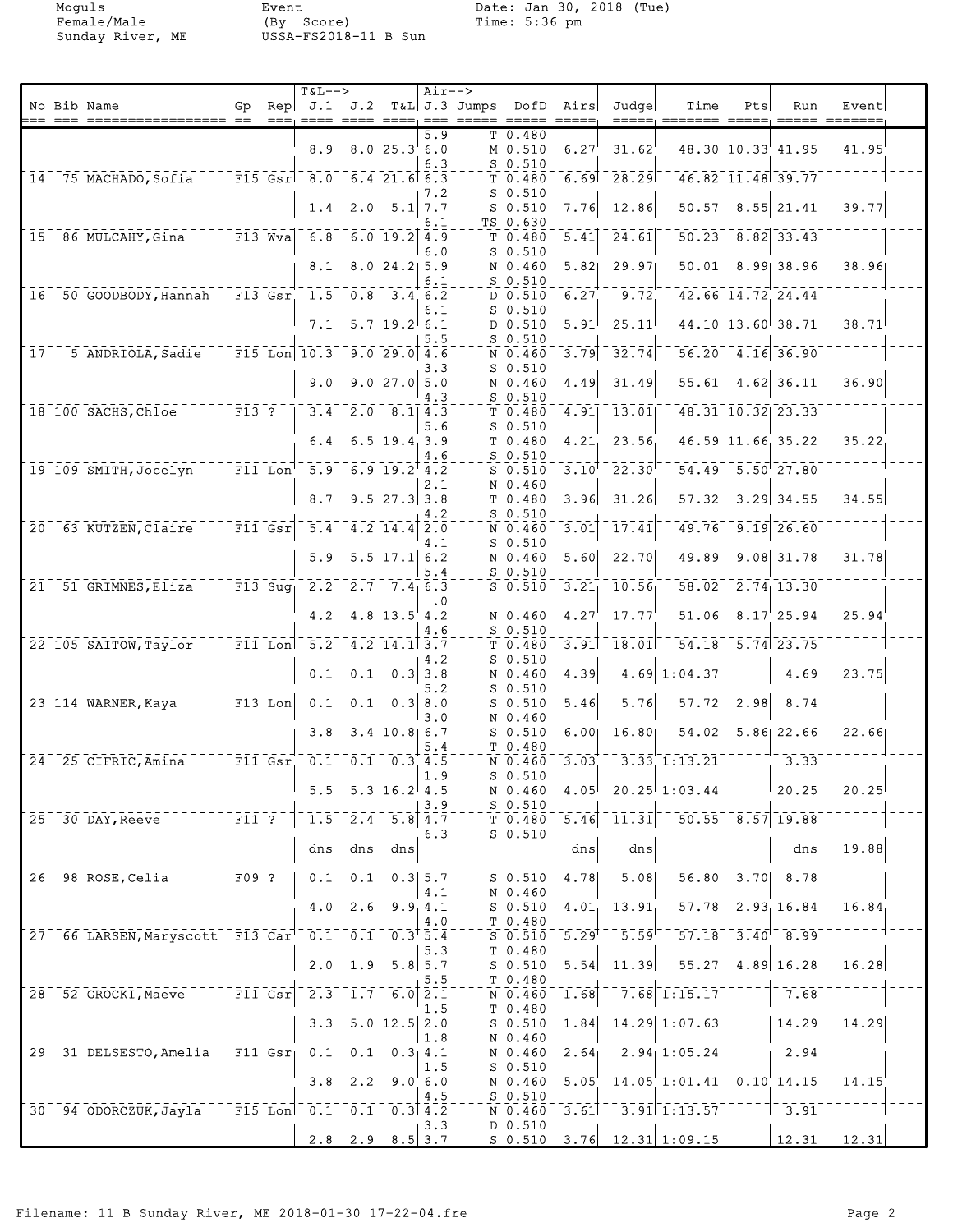Moguls
Female/Male
Sunday River, ME

Event
(By Score)
USSA-FS2018-11 B Sun

Date: Jan 30, 2018 (Tue)
Time: 5:36 pm

| No | Bib | Name | Gp | Rep | T&L--> J.1 | J.2 | T&L | Air--> J.3 | Jumps | DofD | Airs | Judge | Time | Pts | Run | Event |
|---|---|---|---|---|---|---|---|---|---|---|---|---|---|---|---|---|
| | | | | | | | | 5.9 | T | 0.480 | | | | | | |
| | | | | | 8.9 | 8.0 | 25.3 | 6.0 | M | 0.510 | 6.27 | 31.62 | 48.30 | 10.33 | 41.95 | 41.95 |
| | | | | | | | | 6.3 | S | 0.510 | | | | | | |
| 14 | 75 | MACHADO,Sofia | F15 | Gsr | 8.0 | 6.4 | 21.6 | 6.3 | T | 0.480 | 6.69 | 28.29 | 46.82 | 11.48 | 39.77 | |
| | | | | | | | | 7.2 | S | 0.510 | | | | | | |
| | | | | | 1.4 | 2.0 | 5.1 | 7.7 | S | 0.510 | 7.76 | 12.86 | 50.57 | 8.55 | 21.41 | 39.77 |
| | | | | | | | | 6.1 | TS | 0.630 | | | | | | |
| 15 | 86 | MULCAHY,Gina | F13 | Wva | 6.8 | 6.0 | 19.2 | 4.9 | T | 0.480 | 5.41 | 24.61 | 50.23 | 8.82 | 33.43 | |
| | | | | | | | | 6.0 | S | 0.510 | | | | | | |
| | | | | | 8.1 | 8.0 | 24.2 | 5.9 | N | 0.460 | 5.82 | 29.97 | 50.01 | 8.99 | 38.96 | 38.96 |
| | | | | | | | | 6.1 | S | 0.510 | | | | | | |
| 16 | 50 | GOODBODY,Hannah | F13 | Gsr | 1.5 | 0.8 | 3.4 | 6.2 | D | 0.510 | 6.27 | 9.72 | 42.66 | 14.72 | 24.44 | |
| | | | | | | | | 6.1 | S | 0.510 | | | | | | |
| | | | | | 7.1 | 5.7 | 19.2 | 6.1 | D | 0.510 | 5.91 | 25.11 | 44.10 | 13.60 | 38.71 | 38.71 |
| | | | | | | | | 5.5 | S | 0.510 | | | | | | |
| 17 | 5 | ANDRIOLA,Sadie | F15 | Lon | 10.3 | 9.0 | 29.0 | 4.6 | N | 0.460 | 3.79 | 32.74 | 56.20 | 4.16 | 36.90 | |
| | | | | | | | | 3.3 | S | 0.510 | | | | | | |
| | | | | | 9.0 | 9.0 | 27.0 | 5.0 | N | 0.460 | 4.49 | 31.49 | 55.61 | 4.62 | 36.11 | 36.90 |
| | | | | | | | | 4.3 | S | 0.510 | | | | | | |
| 18 | 100 | SACHS,Chloe | F13 | ? | 3.4 | 2.0 | 8.1 | 4.3 | T | 0.480 | 4.91 | 13.01 | 48.31 | 10.32 | 23.33 | |
| | | | | | | | | 5.6 | S | 0.510 | | | | | | |
| | | | | | 6.4 | 6.5 | 19.4 | 3.9 | T | 0.480 | 4.21 | 23.56 | 46.59 | 11.66 | 35.22 | 35.22 |
| | | | | | | | | 4.6 | S | 0.510 | | | | | | |
| 19 | 109 | SMITH,Jocelyn | F11 | Lon | 5.9 | 6.9 | 19.2 | 4.2 | S | 0.510 | 3.10 | 22.30 | 54.49 | 5.50 | 27.80 | |
| | | | | | | | | 2.1 | N | 0.460 | | | | | | |
| | | | | | 8.7 | 9.5 | 27.3 | 3.8 | T | 0.480 | 3.96 | 31.26 | 57.32 | 3.29 | 34.55 | 34.55 |
| | | | | | | | | 4.2 | S | 0.510 | | | | | | |
| 20 | 63 | KUTZEN,Claire | F11 | Gsr | 5.4 | 4.2 | 14.4 | 2.0 | N | 0.460 | 3.01 | 17.41 | 49.76 | 9.19 | 26.60 | |
| | | | | | | | | 4.1 | S | 0.510 | | | | | | |
| | | | | | 5.9 | 5.5 | 17.1 | 6.2 | N | 0.460 | 5.60 | 22.70 | 49.89 | 9.08 | 31.78 | 31.78 |
| | | | | | | | | 5.4 | S | 0.510 | | | | | | |
| 21 | 51 | GRIMNES,Eliza | F13 | Sug | 2.2 | 2.7 | 7.4 | 6.3 | S | 0.510 | 3.21 | 10.56 | 58.02 | 2.74 | 13.30 | |
| | | | | | | | | .0 | | | | | | | | |
| | | | | | 4.2 | 4.8 | 13.5 | 4.2 | N | 0.460 | 4.27 | 17.77 | 51.06 | 8.17 | 25.94 | 25.94 |
| | | | | | | | | 4.6 | S | 0.510 | | | | | | |
| 22 | 105 | SAITOW,Taylor | F11 | Lon | 5.2 | 4.2 | 14.1 | 3.7 | T | 0.480 | 3.91 | 18.01 | 54.18 | 5.74 | 23.75 | |
| | | | | | | | | 4.2 | S | 0.510 | | | | | | |
| | | | | | 0.1 | 0.1 | 0.3 | 3.8 | N | 0.460 | 4.39 | 4.69 | 1:04.37 | | 4.69 | 23.75 |
| | | | | | | | | 5.2 | S | 0.510 | | | | | | |
| 23 | 114 | WARNER,Kaya | F13 | Lon | 0.1 | 0.1 | 0.3 | 8.0 | S | 0.510 | 5.46 | 5.76 | 57.72 | 2.98 | 8.74 | |
| | | | | | | | | 3.0 | N | 0.460 | | | | | | |
| | | | | | 3.8 | 3.4 | 10.8 | 6.7 | S | 0.510 | 6.00 | 16.80 | 54.02 | 5.86 | 22.66 | 22.66 |
| | | | | | | | | 5.4 | T | 0.480 | | | | | | |
| 24 | 25 | CIFRIC,Amina | F11 | Gsr | 0.1 | 0.1 | 0.3 | 4.5 | N | 0.460 | 3.03 | 3.33 | 1:13.21 | | 3.33 | |
| | | | | | | | | 1.9 | S | 0.510 | | | | | | |
| | | | | | 5.5 | 5.3 | 16.2 | 4.5 | N | 0.460 | 4.05 | 20.25 | 1:03.44 | | 20.25 | 20.25 |
| | | | | | | | | 3.9 | S | 0.510 | | | | | | |
| 25 | 30 | DAY,Reeve | F11 | ? | 1.5 | 2.4 | 5.8 | 4.7 | T | 0.480 | 5.46 | 11.31 | 50.55 | 8.57 | 19.88 | |
| | | | | | | | | 6.3 | S | 0.510 | | | | | | |
| | | | | | dns | dns | dns | | | | dns | dns | | | dns | 19.88 |
| 26 | 98 | ROSE,Celia | F09 | ? | 0.1 | 0.1 | 0.3 | 5.7 | S | 0.510 | 4.78 | 5.08 | 56.80 | 3.70 | 8.78 | |
| | | | | | | | | 4.1 | N | 0.460 | | | | | | |
| | | | | | 4.0 | 2.6 | 9.9 | 4.1 | S | 0.510 | 4.01 | 13.91 | 57.78 | 2.93 | 16.84 | 16.84 |
| | | | | | | | | 4.0 | T | 0.480 | | | | | | |
| 27 | 66 | LARSEN,Maryscott | F13 | Car | 0.1 | 0.1 | 0.3 | 5.4 | S | 0.510 | 5.29 | 5.59 | 57.18 | 3.40 | 8.99 | |
| | | | | | | | | 5.3 | T | 0.480 | | | | | | |
| | | | | | 2.0 | 1.9 | 5.8 | 5.7 | S | 0.510 | 5.54 | 11.39 | 55.27 | 4.89 | 16.28 | 16.28 |
| | | | | | | | | 5.5 | T | 0.480 | | | | | | |
| 28 | 52 | GROCKI,Maeve | F11 | Gsr | 2.3 | 1.7 | 6.0 | 2.1 | N | 0.460 | 1.68 | 7.68 | 1:15.17 | | 7.68 | |
| | | | | | | | | 1.5 | T | 0.480 | | | | | | |
| | | | | | 3.3 | 5.0 | 12.5 | 2.0 | S | 0.510 | 1.84 | 14.29 | 1:07.63 | | 14.29 | 14.29 |
| | | | | | | | | 1.8 | N | 0.460 | | | | | | |
| 29 | 31 | DELSESTO,Amelia | F11 | Gsr | 0.1 | 0.1 | 0.3 | 4.1 | N | 0.460 | 2.64 | 2.94 | 1:05.24 | | 2.94 | |
| | | | | | | | | 1.5 | S | 0.510 | | | | | | |
| | | | | | 3.8 | 2.2 | 9.0 | 6.0 | N | 0.460 | 5.05 | 14.05 | 1:01.41 | 0.10 | 14.15 | 14.15 |
| | | | | | | | | 4.5 | S | 0.510 | | | | | | |
| 30 | 94 | ODORCZUK,Jayla | F15 | Lon | 0.1 | 0.1 | 0.3 | 4.2 | N | 0.460 | 3.61 | 3.91 | 1:13.57 | | 3.91 | |
| | | | | | | | | 3.3 | D | 0.510 | | | | | | |
| | | | | | 2.8 | 2.9 | 8.5 | 3.7 | S | 0.510 | 3.76 | 12.31 | 1:09.15 | | 12.31 | 12.31 |

Filename: 11 B Sunday River, ME 2018-01-30 17-22-04.fre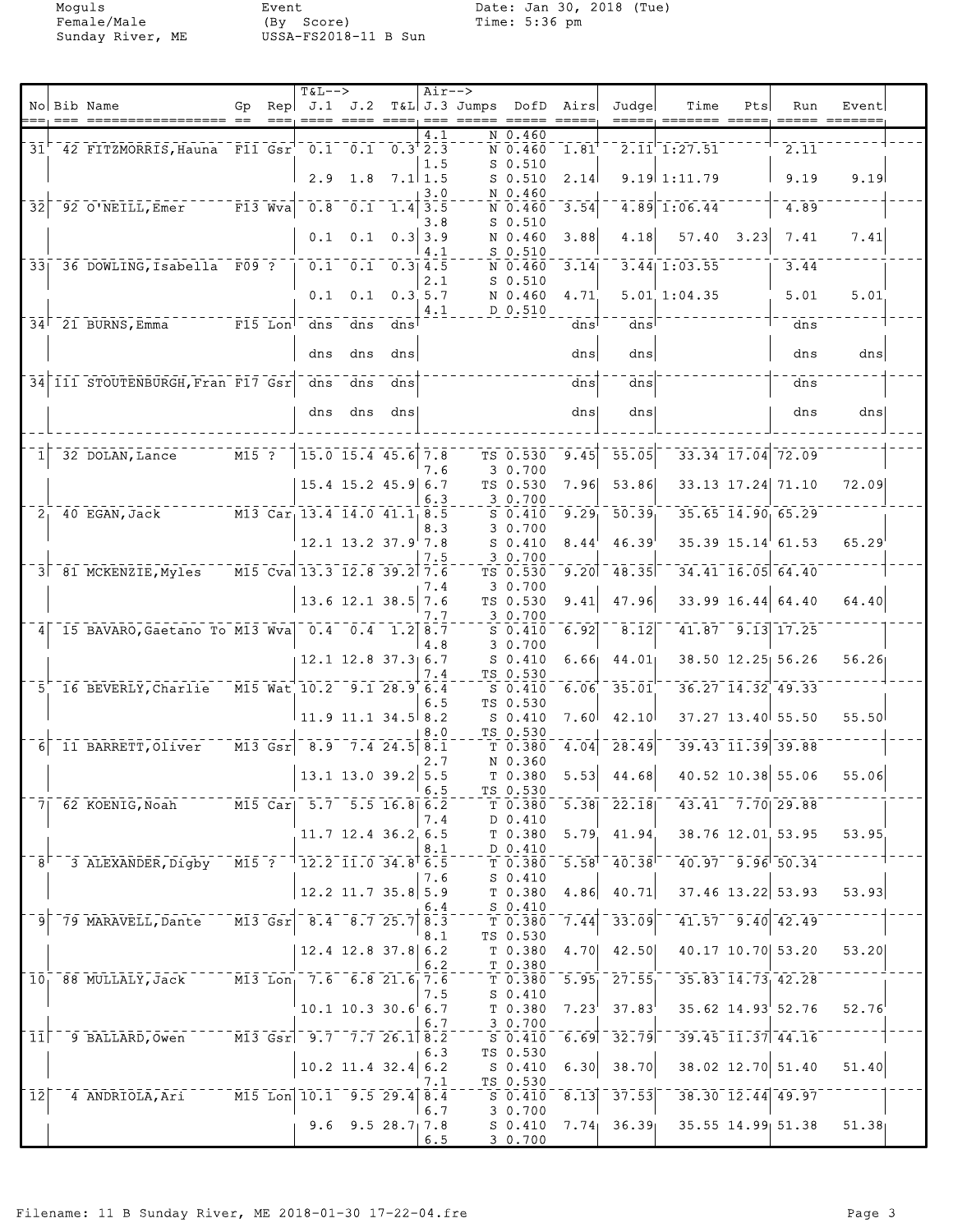Moguls
Female/Male
Sunday River, ME

Event
(By Score)
USSA-FS2018-11 B Sun

Date: Jan 30, 2018 (Tue)
Time: 5:36 pm

| No | Bib | Name | Gp | Rep | J.1 | J.2 | T&L | J.3 | Jumps | DofD | Airs | Judge | Time | Pts | Run | Event |
|---|---|---|---|---|---|---|---|---|---|---|---|---|---|---|---|---|
| | | | | | | | | 4.1 | N | 0.460 | | | | | | |
| 31 | 42 | FITZMORRIS, Hauna | F11 | Gsr | 0.1 | 0.1 | 0.3 | 2.3 | N | 0.460 | 1.81 | 2.11 | 1:27.51 | | 2.11 | |
| | | | | | | | | 1.5 | S | 0.510 | | | | | | |
| | | | | | 2.9 | 1.8 | 7.1 | 1.5 | S | 0.510 | 2.14 | 9.19 | 1:11.79 | | 9.19 | 9.19 |
| | | | | | | | | 3.0 | N | 0.460 | | | | | | |
| 32 | 92 | O'NEILL, Emer | F13 | Wva | 0.8 | 0.1 | 1.4 | 3.5 | N | 0.460 | 3.54 | 4.89 | 1:06.44 | | 4.89 | |
| | | | | | | | | 3.8 | S | 0.510 | | | | | | |
| | | | | | 0.1 | 0.1 | 0.3 | 3.9 | N | 0.460 | 3.88 | 4.18 | 57.40 | 3.23 | 7.41 | 7.41 |
| | | | | | | | | 4.1 | S | 0.510 | | | | | | |
| 33 | 36 | DOWLING, Isabella | F09 | ? | 0.1 | 0.1 | 0.3 | 4.5 | N | 0.460 | 3.14 | 3.44 | 1:03.55 | | 3.44 | |
| | | | | | | | | 2.1 | S | 0.510 | | | | | | |
| | | | | | 0.1 | 0.1 | 0.3 | 5.7 | N | 0.460 | 4.71 | 5.01 | 1:04.35 | | 5.01 | 5.01 |
| | | | | | | | | 4.1 | D | 0.510 | | | | | | |
| 34 | 21 | BURNS, Emma | F15 | Lon | dns | dns | dns | | | | dns | dns | | | dns | |
| | | | | | dns | dns | dns | | | | dns | dns | | | dns | dns |
| 34 | 111 | STOUTENBURGH, Fran | F17 | Gsr | dns | dns | dns | | | | dns | dns | | | dns | |
| | | | | | dns | dns | dns | | | | dns | dns | | | dns | dns |
| 1 | 32 | DOLAN, Lance | M15 | ? | 15.0 | 15.4 | 45.6 | 7.8 | TS | 0.530 | 9.45 | 55.05 | 33.34 | 17.04 | 72.09 | |
| | | | | | | | | 7.6 | 3 | 0.700 | | | | | | |
| | | | | | 15.4 | 15.2 | 45.9 | 6.7 | TS | 0.530 | 7.96 | 53.86 | 33.13 | 17.24 | 71.10 | 72.09 |
| | | | | | | | | 6.3 | 3 | 0.700 | | | | | | |
| 2 | 40 | EGAN, Jack | M13 | Car | 13.4 | 14.0 | 41.1 | 8.5 | S | 0.410 | 9.29 | 50.39 | 35.65 | 14.90 | 65.29 | |
| | | | | | | | | 8.3 | 3 | 0.700 | | | | | | |
| | | | | | 12.1 | 13.2 | 37.9 | 7.8 | S | 0.410 | 8.44 | 46.39 | 35.39 | 15.14 | 61.53 | 65.29 |
| | | | | | | | | 7.5 | 3 | 0.700 | | | | | | |
| 3 | 81 | MCKENZIE, Myles | M15 | Cva | 13.3 | 12.8 | 39.2 | 7.6 | TS | 0.530 | 9.20 | 48.35 | 34.41 | 16.05 | 64.40 | |
| | | | | | | | | 7.4 | 3 | 0.700 | | | | | | |
| | | | | | 13.6 | 12.1 | 38.5 | 7.6 | TS | 0.530 | 9.41 | 47.96 | 33.99 | 16.44 | 64.40 | 64.40 |
| | | | | | | | | 7.7 | 3 | 0.700 | | | | | | |
| 4 | 15 | BAVARO, Gaetano To | M13 | Wva | 0.4 | 0.4 | 1.2 | 8.7 | S | 0.410 | 6.92 | 8.12 | 41.87 | 9.13 | 17.25 | |
| | | | | | | | | 4.8 | 3 | 0.700 | | | | | | |
| | | | | | 12.1 | 12.8 | 37.3 | 6.7 | S | 0.410 | 6.66 | 44.01 | 38.50 | 12.25 | 56.26 | 56.26 |
| | | | | | | | | 7.4 | TS | 0.530 | | | | | | |
| 5 | 16 | BEVERLY, Charlie | M15 | Wat | 10.2 | 9.1 | 28.9 | 6.4 | S | 0.410 | 6.06 | 35.01 | 36.27 | 14.32 | 49.33 | |
| | | | | | | | | 6.5 | TS | 0.530 | | | | | | |
| | | | | | 11.9 | 11.1 | 34.5 | 8.2 | S | 0.410 | 7.60 | 42.10 | 37.27 | 13.40 | 55.50 | 55.50 |
| | | | | | | | | 8.0 | TS | 0.530 | | | | | | |
| 6 | 11 | BARRETT, Oliver | M13 | Gsr | 8.9 | 7.4 | 24.5 | 8.1 | T | 0.380 | 4.04 | 28.49 | 39.43 | 11.39 | 39.88 | |
| | | | | | | | | 2.7 | N | 0.360 | | | | | | |
| | | | | | 13.1 | 13.0 | 39.2 | 5.5 | T | 0.380 | 5.53 | 44.68 | 40.52 | 10.38 | 55.06 | 55.06 |
| | | | | | | | | 6.5 | TS | 0.530 | | | | | | |
| 7 | 62 | KOENIG, Noah | M15 | Car | 5.7 | 5.5 | 16.8 | 6.2 | T | 0.380 | 5.38 | 22.18 | 43.41 | 7.70 | 29.88 | |
| | | | | | | | | 7.4 | D | 0.410 | | | | | | |
| | | | | | 11.7 | 12.4 | 36.2 | 6.5 | T | 0.380 | 5.79 | 41.94 | 38.76 | 12.01 | 53.95 | 53.95 |
| | | | | | | | | 8.1 | D | 0.410 | | | | | | |
| 8 | 3 | ALEXANDER, Digby | M15 | ? | 12.2 | 11.0 | 34.8 | 6.5 | T | 0.380 | 5.58 | 40.38 | 40.97 | 9.96 | 50.34 | |
| | | | | | | | | 7.6 | S | 0.410 | | | | | | |
| | | | | | 12.2 | 11.7 | 35.8 | 5.9 | T | 0.380 | 4.86 | 40.71 | 37.46 | 13.22 | 53.93 | 53.93 |
| | | | | | | | | 6.4 | S | 0.410 | | | | | | |
| 9 | 79 | MARAVELL, Dante | M13 | Gsr | 8.4 | 8.7 | 25.7 | 8.3 | T | 0.380 | 7.44 | 33.09 | 41.57 | 9.40 | 42.49 | |
| | | | | | | | | 8.1 | TS | 0.530 | | | | | | |
| | | | | | 12.4 | 12.8 | 37.8 | 6.2 | T | 0.380 | 4.70 | 42.50 | 40.17 | 10.70 | 53.20 | 53.20 |
| | | | | | | | | 6.2 | T | 0.380 | | | | | | |
| 10 | 88 | MULLALY, Jack | M13 | Lon | 7.6 | 6.8 | 21.6 | 7.6 | T | 0.380 | 5.95 | 27.55 | 35.83 | 14.73 | 42.28 | |
| | | | | | | | | 7.5 | S | 0.410 | | | | | | |
| | | | | | 10.1 | 10.3 | 30.6 | 6.7 | T | 0.380 | 7.23 | 37.83 | 35.62 | 14.93 | 52.76 | 52.76 |
| | | | | | | | | 6.7 | 3 | 0.700 | | | | | | |
| 11 | 9 | BALLARD, Owen | M13 | Gsr | 9.7 | 7.7 | 26.1 | 8.2 | S | 0.410 | 6.69 | 32.79 | 39.45 | 11.37 | 44.16 | |
| | | | | | | | | 6.3 | TS | 0.530 | | | | | | |
| | | | | | 10.2 | 11.4 | 32.4 | 6.2 | S | 0.410 | 6.30 | 38.70 | 38.02 | 12.70 | 51.40 | 51.40 |
| | | | | | | | | 7.1 | TS | 0.530 | | | | | | |
| 12 | 4 | ANDRIOLA, Ari | M15 | Lon | 10.1 | 9.5 | 29.4 | 8.4 | S | 0.410 | 8.13 | 37.53 | 38.30 | 12.44 | 49.97 | |
| | | | | | | | | 6.7 | 3 | 0.700 | | | | | | |
| | | | | | 9.6 | 9.5 | 28.7 | 7.8 | S | 0.410 | 7.74 | 36.39 | 35.55 | 14.99 | 51.38 | 51.38 |
| | | | | | | | | 6.5 | 3 | 0.700 | | | | | | |

Filename: 11 B Sunday River, ME 2018-01-30 17-22-04.fre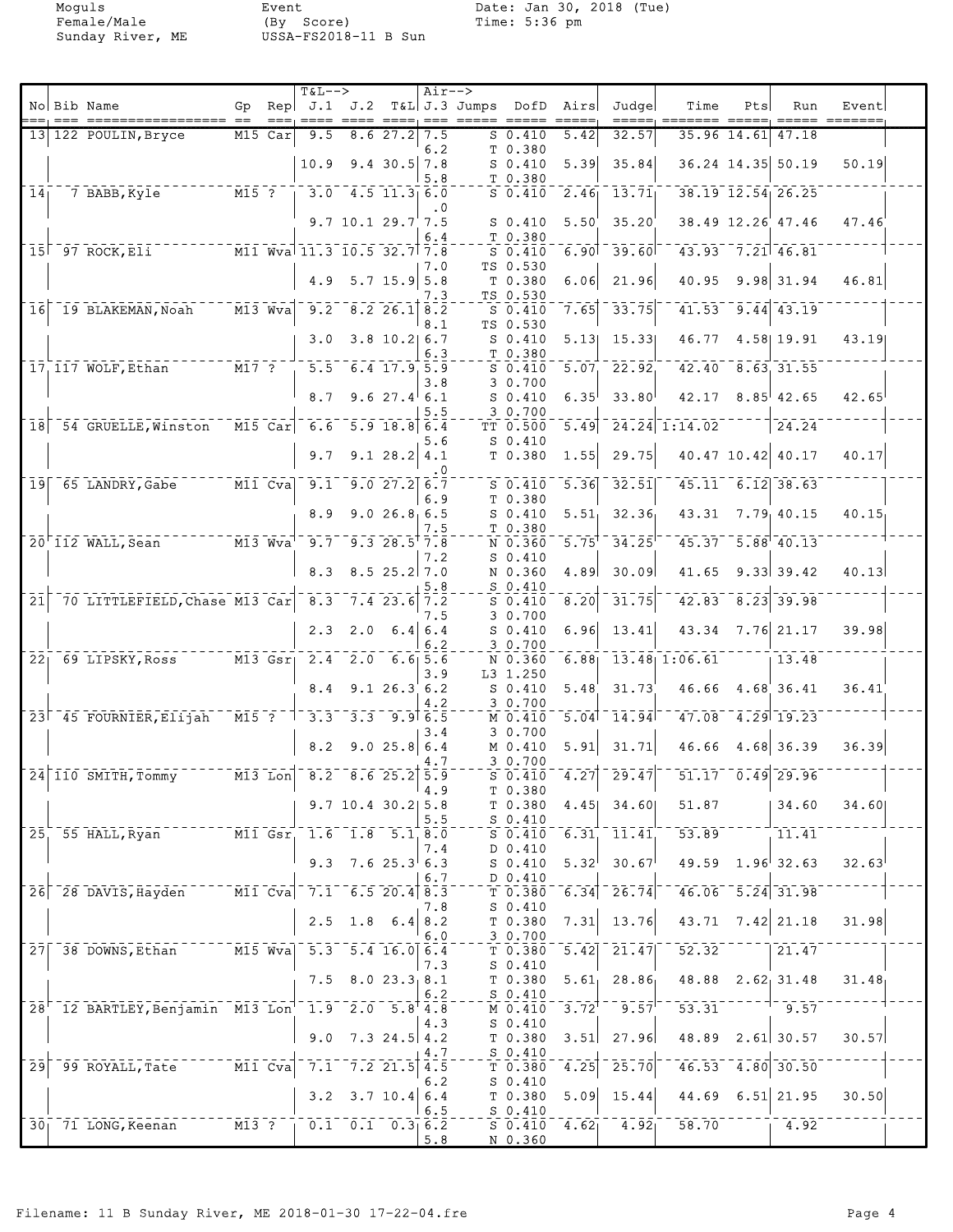Moguls
Female/Male
Sunday River, ME

Event
(By Score)
USSA-FS2018-11 B Sun

Date: Jan 30, 2018 (Tue)
Time: 5:36 pm

| No | Bib | Name | Gp | Rep | J.1 | J.2 | T&L | J.3 | Jumps | DofD | Airs | Judge | Time | Pts | Run | Event |
|---|---|---|---|---|---|---|---|---|---|---|---|---|---|---|---|---|
| 13 | 122 | POULIN, Bryce | M15 | Car | 9.5 | 8.6 | 27.2 | 7.5 | S | 0.410 | 5.42 | 32.57 | 35.96 | 14.61 | 47.18 | |
| | | | | | | | | 6.2 | T | 0.380 | | | | | | |
| | | | | | 10.9 | 9.4 | 30.5 | 7.8 | S | 0.410 | 5.39 | 35.84 | 36.24 | 14.35 | 50.19 | 50.19 |
| | | | | | | | | 5.8 | T | 0.380 | | | | | | |
| 14 | 7 | BABB, Kyle | M15 | ? | 3.0 | 4.5 | 11.3 | 6.0 | S | 0.410 | 2.46 | 13.71 | 38.19 | 12.54 | 26.25 | |
| | | | | | | | | .0 | | | | | | | | |
| | | | | | 9.7 | 10.1 | 29.7 | 7.5 | S | 0.410 | 5.50 | 35.20 | 38.49 | 12.26 | 47.46 | 47.46 |
| | | | | | | | | 6.4 | T | 0.380 | | | | | | |
| 15 | 97 | ROCK, Eli | M11 | Wva | 11.3 | 10.5 | 32.7 | 7.8 | S | 0.410 | 6.90 | 39.60 | 43.93 | 7.21 | 46.81 | |
| | | | | | | | | 7.0 | TS | 0.530 | | | | | | |
| | | | | | 4.9 | 5.7 | 15.9 | 5.8 | T | 0.380 | 6.06 | 21.96 | 40.95 | 9.98 | 31.94 | 46.81 |
| | | | | | | | | 7.3 | TS | 0.530 | | | | | | |
| 16 | 19 | BLAKEMAN, Noah | M13 | Wva | 9.2 | 8.2 | 26.1 | 8.2 | S | 0.410 | 7.65 | 33.75 | 41.53 | 9.44 | 43.19 | |
| | | | | | | | | 8.1 | TS | 0.530 | | | | | | |
| | | | | | 3.0 | 3.8 | 10.2 | 6.7 | S | 0.410 | 5.13 | 15.33 | 46.77 | 4.58 | 19.91 | 43.19 |
| | | | | | | | | 6.3 | T | 0.380 | | | | | | |
| 17 | 117 | WOLF, Ethan | M17 | ? | 5.5 | 6.4 | 17.9 | 5.9 | S | 0.410 | 5.07 | 22.92 | 42.40 | 8.63 | 31.55 | |
| | | | | | | | | 3.8 | 3 | 0.700 | | | | | | |
| | | | | | 8.7 | 9.6 | 27.4 | 6.1 | S | 0.410 | 6.35 | 33.80 | 42.17 | 8.85 | 42.65 | 42.65 |
| | | | | | | | | 5.5 | 3 | 0.700 | | | | | | |
| 18 | 54 | GRUELLE, Winston | M15 | Car | 6.6 | 5.9 | 18.8 | 6.4 | TT | 0.500 | 5.49 | 24.24 | 1:14.02 | | 24.24 | |
| | | | | | | | | 5.6 | S | 0.410 | | | | | | |
| | | | | | 9.7 | 9.1 | 28.2 | 4.1 | T | 0.380 | 1.55 | 29.75 | 40.47 | 10.42 | 40.17 | 40.17 |
| | | | | | | | | .0 | | | | | | | | |
| 19 | 65 | LANDRY, Gabe | M11 | Cva | 9.1 | 9.0 | 27.2 | 6.7 | S | 0.410 | 5.36 | 32.51 | 45.11 | 6.12 | 38.63 | |
| | | | | | | | | 6.9 | T | 0.380 | | | | | | |
| | | | | | 8.9 | 9.0 | 26.8 | 6.5 | S | 0.410 | 5.51 | 32.36 | 43.31 | 7.79 | 40.15 | 40.15 |
| | | | | | | | | 7.5 | T | 0.380 | | | | | | |
| 20 | 112 | WALL, Sean | M13 | Wva | 9.7 | 9.3 | 28.5 | 7.8 | N | 0.360 | 5.75 | 34.25 | 45.37 | 5.88 | 40.13 | |
| | | | | | | | | 7.2 | S | 0.410 | | | | | | |
| | | | | | 8.3 | 8.5 | 25.2 | 7.0 | N | 0.360 | 4.89 | 30.09 | 41.65 | 9.33 | 39.42 | 40.13 |
| | | | | | | | | 5.8 | S | 0.410 | | | | | | |
| 21 | 70 | LITTLEFIELD, Chase | M13 | Car | 8.3 | 7.4 | 23.6 | 7.2 | S | 0.410 | 8.20 | 31.75 | 42.83 | 8.23 | 39.98 | |
| | | | | | | | | 7.5 | 3 | 0.700 | | | | | | |
| | | | | | 2.3 | 2.0 | 6.4 | 6.4 | S | 0.410 | 6.96 | 13.41 | 43.34 | 7.76 | 21.17 | 39.98 |
| | | | | | | | | 6.2 | 3 | 0.700 | | | | | | |
| 22 | 69 | LIPSKY, Ross | M13 | Gsr | 2.4 | 2.0 | 6.6 | 5.6 | N | 0.360 | 6.88 | 13.48 | 1:06.61 | | 13.48 | |
| | | | | | | | | 3.9 | L3 | 1.250 | | | | | | |
| | | | | | 8.4 | 9.1 | 26.3 | 6.2 | S | 0.410 | 5.48 | 31.73 | 46.66 | 4.68 | 36.41 | 36.41 |
| | | | | | | | | 4.2 | 3 | 0.700 | | | | | | |
| 23 | 45 | FOURNIER, Elijah | M15 | ? | 3.3 | 3.3 | 9.9 | 6.5 | M | 0.410 | 5.04 | 14.94 | 47.08 | 4.29 | 19.23 | |
| | | | | | | | | 3.4 | 3 | 0.700 | | | | | | |
| | | | | | 8.2 | 9.0 | 25.8 | 6.4 | M | 0.410 | 5.91 | 31.71 | 46.66 | 4.68 | 36.39 | 36.39 |
| | | | | | | | | 4.7 | 3 | 0.700 | | | | | | |
| 24 | 110 | SMITH, Tommy | M13 | Lon | 8.2 | 8.6 | 25.2 | 5.9 | S | 0.410 | 4.27 | 29.47 | 51.17 | 0.49 | 29.96 | |
| | | | | | | | | 4.9 | T | 0.380 | | | | | | |
| | | | | | 9.7 | 10.4 | 30.2 | 5.8 | T | 0.380 | 4.45 | 34.60 | 51.87 | | 34.60 | 34.60 |
| | | | | | | | | 5.5 | S | 0.410 | | | | | | |
| 25 | 55 | HALL, Ryan | M11 | Gsr | 1.6 | 1.8 | 5.1 | 8.0 | S | 0.410 | 6.31 | 11.41 | 53.89 | | 11.41 | |
| | | | | | | | | 7.4 | D | 0.410 | | | | | | |
| | | | | | 9.3 | 7.6 | 25.3 | 6.3 | S | 0.410 | 5.32 | 30.67 | 49.59 | 1.96 | 32.63 | 32.63 |
| | | | | | | | | 6.7 | D | 0.410 | | | | | | |
| 26 | 28 | DAVIS, Hayden | M11 | Cva | 7.1 | 6.5 | 20.4 | 8.3 | T | 0.380 | 6.34 | 26.74 | 46.06 | 5.24 | 31.98 | |
| | | | | | | | | 7.8 | S | 0.410 | | | | | | |
| | | | | | 2.5 | 1.8 | 6.4 | 8.2 | T | 0.380 | 7.31 | 13.76 | 43.71 | 7.42 | 21.18 | 31.98 |
| | | | | | | | | 6.0 | 3 | 0.700 | | | | | | |
| 27 | 38 | DOWNS, Ethan | M15 | Wva | 5.3 | 5.4 | 16.0 | 6.4 | T | 0.380 | 5.42 | 21.47 | 52.32 | | 21.47 | |
| | | | | | | | | 7.3 | S | 0.410 | | | | | | |
| | | | | | 7.5 | 8.0 | 23.3 | 8.1 | T | 0.380 | 5.61 | 28.86 | 48.88 | 2.62 | 31.48 | 31.48 |
| | | | | | | | | 6.2 | S | 0.410 | | | | | | |
| 28 | 12 | BARTLEY, Benjamin | M13 | Lon | 1.9 | 2.0 | 5.8 | 4.8 | M | 0.410 | 3.72 | 9.57 | 53.31 | | 9.57 | |
| | | | | | | | | 4.3 | S | 0.410 | | | | | | |
| | | | | | 9.0 | 7.3 | 24.5 | 4.2 | T | 0.380 | 3.51 | 27.96 | 48.89 | 2.61 | 30.57 | 30.57 |
| | | | | | | | | 4.7 | S | 0.410 | | | | | | |
| 29 | 99 | ROYALL, Tate | M11 | Cva | 7.1 | 7.2 | 21.5 | 4.5 | T | 0.380 | 4.25 | 25.70 | 46.53 | 4.80 | 30.50 | |
| | | | | | | | | 6.2 | S | 0.410 | | | | | | |
| | | | | | 3.2 | 3.7 | 10.4 | 6.4 | T | 0.380 | 5.09 | 15.44 | 44.69 | 6.51 | 21.95 | 30.50 |
| | | | | | | | | 6.5 | S | 0.410 | | | | | | |
| 30 | 71 | LONG, Keenan | M13 | ? | 0.1 | 0.1 | 0.3 | 6.2 | S | 0.410 | 4.62 | 4.92 | 58.70 | | 4.92 | |
| | | | | | | | | 5.8 | N | 0.360 | | | | | | |

Filename: 11 B Sunday River, ME 2018-01-30 17-22-04.fre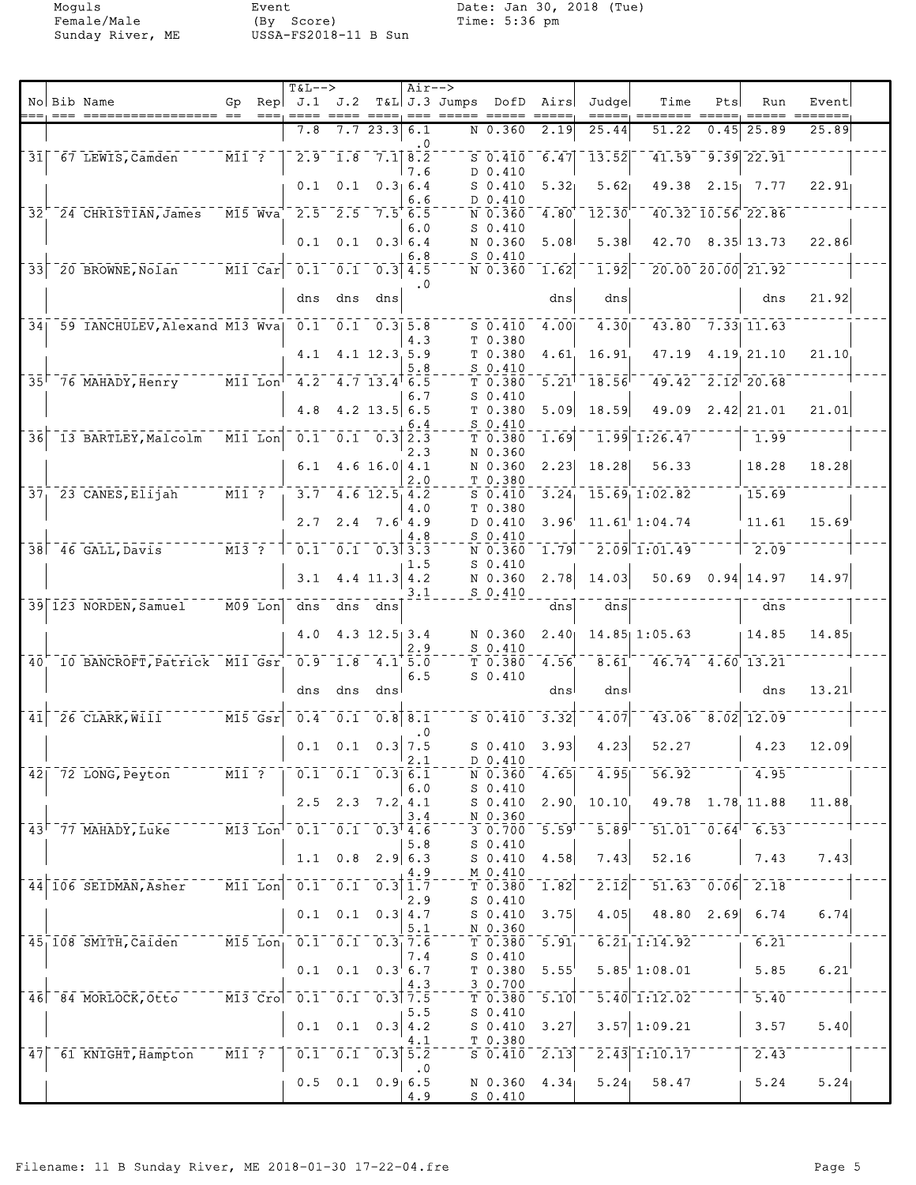Moguls
Female/Male
Sunday River, ME

Event
(By Score)
USSA-FS2018-11 B Sun

Date: Jan 30, 2018 (Tue)
Time: 5:36 pm

| No | Bib | Name | Gp | Rep | T&L J.1 | J.2 | T&L | Air J.3 | Jumps | DofD | Airs | Judge | Time | Pts | Run | Event |
|---|---|---|---|---|---|---|---|---|---|---|---|---|---|---|---|---|
| | | | | | 7.8 | 7.7 | 23.3 | 6.1 | N | 0.360 | 2.19 | 25.44 | 51.22 | 0.45 | 25.89 | 25.89 |
| | | | | | | | | .0 | | | | | | | | |
| 31 | 67 | LEWIS, Camden | M11 | ? | 2.9 | 1.8 | 7.1 | 8.2 | S | 0.410 | 6.47 | 13.52 | 41.59 | 9.39 | 22.91 | |
| | | | | | | | | 7.6 | D | 0.410 | | | | | | |
| | | | | | 0.1 | 0.1 | 0.3 | 6.4 | S | 0.410 | 5.32 | 5.62 | 49.38 | 2.15 | 7.77 | 22.91 |
| | | | | | | | | 6.6 | D | 0.410 | | | | | | |
| 32 | 24 | CHRISTIAN, James | M15 | Wva | 2.5 | 2.5 | 7.5 | 6.5 | N | 0.360 | 4.80 | 12.30 | 40.32 | 10.56 | 22.86 | |
| | | | | | | | | 6.0 | S | 0.410 | | | | | | |
| | | | | | 0.1 | 0.1 | 0.3 | 6.4 | N | 0.360 | 5.08 | 5.38 | 42.70 | 8.35 | 13.73 | 22.86 |
| | | | | | | | | 6.8 | S | 0.410 | | | | | | |
| 33 | 20 | BROWNE, Nolan | M11 | Car | 0.1 | 0.1 | 0.3 | 4.5 | N | 0.360 | 1.62 | 1.92 | 20.00 | 20.00 | 21.92 | |
| | | | | | | | | .0 | | | | | | | | |
| | | | | | dns | dns | dns | | | | dns | dns | | | dns | 21.92 |
| 34 | 59 | IANCHULEV, Alexand | M13 | Wva | 0.1 | 0.1 | 0.3 | 5.8 | S | 0.410 | 4.00 | 4.30 | 43.80 | 7.33 | 11.63 | |
| | | | | | | | | 4.3 | T | 0.380 | | | | | | |
| | | | | | 4.1 | 4.1 | 12.3 | 5.9 | T | 0.380 | 4.61 | 16.91 | 47.19 | 4.19 | 21.10 | 21.10 |
| | | | | | | | | 5.8 | S | 0.410 | | | | | | |
| 35 | 76 | MAHADY, Henry | M11 | Lon | 4.2 | 4.7 | 13.4 | 6.5 | T | 0.380 | 5.21 | 18.56 | 49.42 | 2.12 | 20.68 | |
| | | | | | | | | 6.7 | S | 0.410 | | | | | | |
| | | | | | 4.8 | 4.2 | 13.5 | 6.5 | T | 0.380 | 5.09 | 18.59 | 49.09 | 2.42 | 21.01 | 21.01 |
| | | | | | | | | 6.4 | S | 0.410 | | | | | | |
| 36 | 13 | BARTLEY, Malcolm | M11 | Lon | 0.1 | 0.1 | 0.3 | 2.3 | T | 0.380 | 1.69 | 1.99 | 1:26.47 | | 1.99 | |
| | | | | | | | | 2.3 | N | 0.360 | | | | | | |
| | | | | | 6.1 | 4.6 | 16.0 | 4.1 | N | 0.360 | 2.23 | 18.28 | 56.33 | | 18.28 | 18.28 |
| | | | | | | | | 2.0 | T | 0.380 | | | | | | |
| 37 | 23 | CANES, Elijah | M11 | ? | 3.7 | 4.6 | 12.5 | 4.2 | S | 0.410 | 3.24 | 15.69 | 1:02.82 | | 15.69 | |
| | | | | | | | | 4.0 | T | 0.380 | | | | | | |
| | | | | | 2.7 | 2.4 | 7.6 | 4.9 | D | 0.410 | 3.96 | 11.61 | 1:04.74 | | 11.61 | 15.69 |
| | | | | | | | | 4.8 | S | 0.410 | | | | | | |
| 38 | 46 | GALL, Davis | M13 | ? | 0.1 | 0.1 | 0.3 | 3.3 | N | 0.360 | 1.79 | 2.09 | 1:01.49 | | 2.09 | |
| | | | | | | | | 1.5 | S | 0.410 | | | | | | |
| | | | | | 3.1 | 4.4 | 11.3 | 4.2 | N | 0.360 | 2.78 | 14.03 | 50.69 | 0.94 | 14.97 | 14.97 |
| | | | | | | | | 3.1 | S | 0.410 | | | | | | |
| 39 | 123 | NORDEN, Samuel | M09 | Lon | dns | dns | dns | | | | dns | dns | | | dns | |
| | | | | | 4.0 | 4.3 | 12.5 | 3.4 | N | 0.360 | 2.40 | 14.85 | 1:05.63 | | 14.85 | 14.85 |
| | | | | | | | | 2.9 | S | 0.410 | | | | | | |
| 40 | 10 | BANCROFT, Patrick | M11 | Gsr | 0.9 | 1.8 | 4.1 | 5.0 | T | 0.380 | 4.56 | 8.61 | 46.74 | 4.60 | 13.21 | |
| | | | | | | | | 6.5 | S | 0.410 | | | | | | |
| | | | | | dns | dns | dns | | | | dns | dns | | | dns | 13.21 |
| 41 | 26 | CLARK, Will | M15 | Gsr | 0.4 | 0.1 | 0.8 | 8.1 | S | 0.410 | 3.32 | 4.07 | 43.06 | 8.02 | 12.09 | |
| | | | | | | | | .0 | | | | | | | | |
| | | | | | 0.1 | 0.1 | 0.3 | 7.5 | S | 0.410 | 3.93 | 4.23 | 52.27 | | 4.23 | 12.09 |
| | | | | | | | | 2.1 | D | 0.410 | | | | | | |
| 42 | 72 | LONG, Peyton | M11 | ? | 0.1 | 0.1 | 0.3 | 6.1 | N | 0.360 | 4.65 | 4.95 | 56.92 | | 4.95 | |
| | | | | | | | | 6.0 | S | 0.410 | | | | | | |
| | | | | | 2.5 | 2.3 | 7.2 | 4.1 | S | 0.410 | 2.90 | 10.10 | 49.78 | 1.78 | 11.88 | 11.88 |
| | | | | | | | | 3.4 | N | 0.360 | | | | | | |
| 43 | 77 | MAHADY, Luke | M13 | Lon | 0.1 | 0.1 | 0.3 | 4.6 | 3 | 0.700 | 5.59 | 5.89 | 51.01 | 0.64 | 6.53 | |
| | | | | | | | | 5.8 | S | 0.410 | | | | | | |
| | | | | | 1.1 | 0.8 | 2.9 | 6.3 | S | 0.410 | 4.58 | 7.43 | 52.16 | | 7.43 | 7.43 |
| | | | | | | | | 4.9 | M | 0.410 | | | | | | |
| 44 | 106 | SEIDMAN, Asher | M11 | Lon | 0.1 | 0.1 | 0.3 | 1.7 | T | 0.380 | 1.82 | 2.12 | 51.63 | 0.06 | 2.18 | |
| | | | | | | | | 2.9 | S | 0.410 | | | | | | |
| | | | | | 0.1 | 0.1 | 0.3 | 4.7 | S | 0.410 | 3.75 | 4.05 | 48.80 | 2.69 | 6.74 | 6.74 |
| | | | | | | | | 5.1 | N | 0.360 | | | | | | |
| 45 | 108 | SMITH, Caiden | M15 | Lon | 0.1 | 0.1 | 0.3 | 7.6 | T | 0.380 | 5.91 | 6.21 | 1:14.92 | | 6.21 | |
| | | | | | | | | 7.4 | S | 0.410 | | | | | | |
| | | | | | 0.1 | 0.1 | 0.3 | 6.7 | T | 0.380 | 5.55 | 5.85 | 1:08.01 | | 5.85 | 6.21 |
| | | | | | | | | 4.3 | 3 | 0.700 | | | | | | |
| 46 | 84 | MORLOCK, Otto | M13 | Cro | 0.1 | 0.1 | 0.3 | 7.5 | T | 0.380 | 5.10 | 5.40 | 1:12.02 | | 5.40 | |
| | | | | | | | | 5.5 | S | 0.410 | | | | | | |
| | | | | | 0.1 | 0.1 | 0.3 | 4.2 | S | 0.410 | 3.27 | 3.57 | 1:09.21 | | 3.57 | 5.40 |
| | | | | | | | | 4.1 | T | 0.380 | | | | | | |
| 47 | 61 | KNIGHT, Hampton | M11 | ? | 0.1 | 0.1 | 0.3 | 5.2 | S | 0.410 | 2.13 | 2.43 | 1:10.17 | | 2.43 | |
| | | | | | | | | .0 | | | | | | | | |
| | | | | | 0.5 | 0.1 | 0.9 | 6.5 | N | 0.360 | 4.34 | 5.24 | 58.47 | | 5.24 | 5.24 |
| | | | | | | | | 4.9 | S | 0.410 | | | | | | |

Filename: 11 B Sunday River, ME 2018-01-30 17-22-04.fre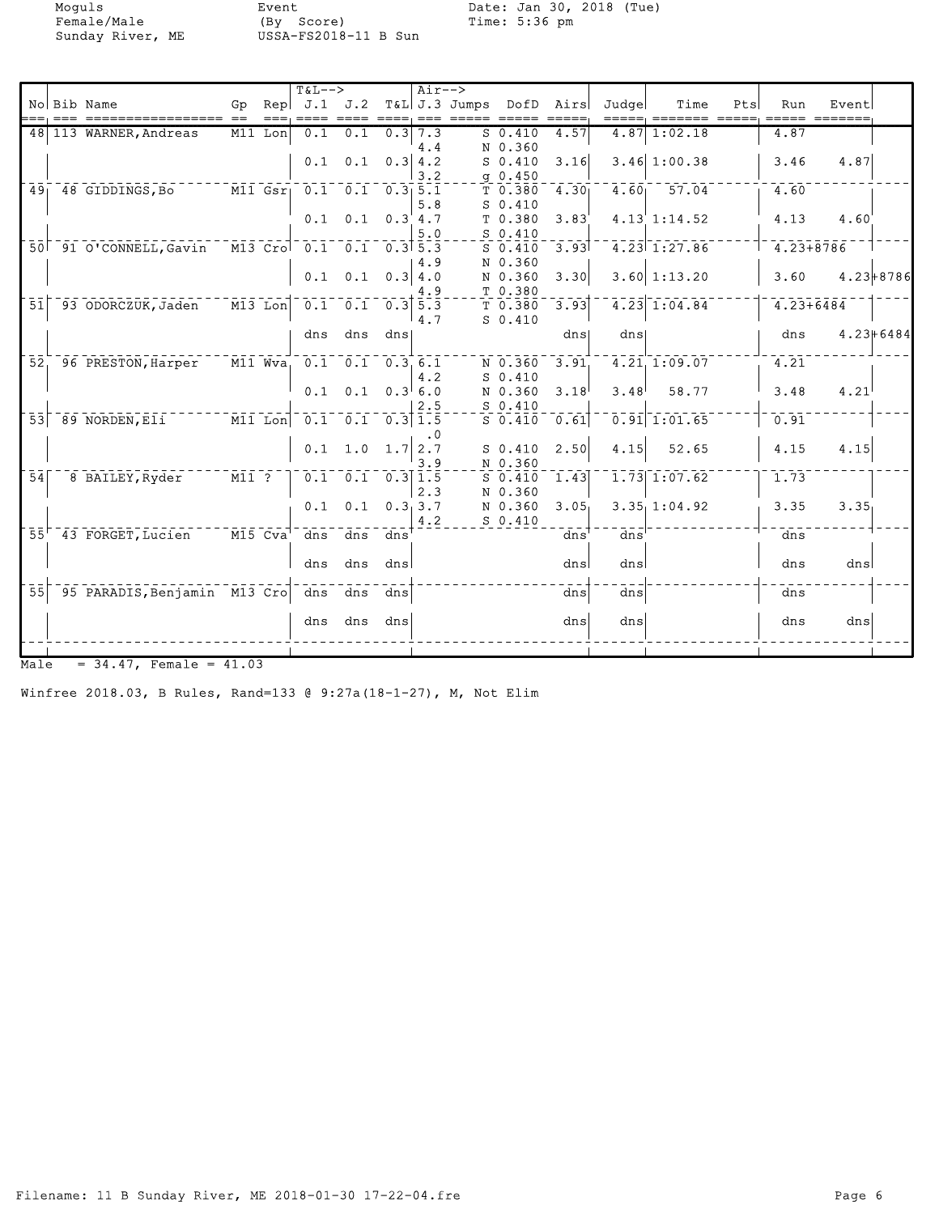Moguls Event Date: Jan 30, 2018 (Tue)
Female/Male (By Score) Time: 5:36 pm
Sunday River, ME USSA-FS2018-11 B Sun

| No | Bib | Name | Gp | Rep | T&L--> J.1 | J.2 | T&L | Air--> J.3 | Jumps | DofD | Airs | Judge | Time | Pts | Run | Event |
|---|---|---|---|---|---|---|---|---|---|---|---|---|---|---|---|---|
| 48 | 113 | WARNER, Andreas | M11 | Lon | 0.1 | 0.1 | 0.3 | 7.3 | | S 0.410 | 4.57 | 4.87 | 1:02.18 | | 4.87 | |
| | | | | | | | | 4.4 | | N 0.360 | | | | | | |
| | | | | | 0.1 | 0.1 | 0.3 | 4.2 | | S 0.410 | 3.16 | 3.46 | 1:00.38 | | 3.46 | 4.87 |
| | | | | | | | | 3.2 | | g 0.450 | | | | | | |
| 49 | 48 | GIDDINGS, Bo | M11 | Gsr | 0.1 | 0.1 | 0.3 | 5.1 | | T 0.380 | 4.30 | 4.60 | 57.04 | | 4.60 | |
| | | | | | | | | 5.8 | | S 0.410 | | | | | | |
| | | | | | 0.1 | 0.1 | 0.3 | 4.7 | | T 0.380 | 3.83 | 4.13 | 1:14.52 | | 4.13 | 4.60 |
| | | | | | | | | 5.0 | | S 0.410 | | | | | | |
| 50 | 91 | O'CONNELL, Gavin | M13 | Cro | 0.1 | 0.1 | 0.3 | 5.3 | | S 0.410 | 3.93 | 4.23 | 1:27.86 | | 4.23+8786 | |
| | | | | | | | | 4.9 | | N 0.360 | | | | | | |
| | | | | | 0.1 | 0.1 | 0.3 | 4.0 | | N 0.360 | 3.30 | 3.60 | 1:13.20 | | 3.60 | 4.23+8786 |
| | | | | | | | | 4.9 | | T 0.380 | | | | | | |
| 51 | 93 | ODORCZUK, Jaden | M13 | Lon | 0.1 | 0.1 | 0.3 | 5.3 | | T 0.380 | 3.93 | 4.23 | 1:04.84 | | 4.23+6484 | |
| | | | | | | | | 4.7 | | S 0.410 | | | | | | |
| | | | | | dns | dns | dns | | | | dns | dns | | | dns | 4.23+6484 |
| 52 | 96 | PRESTON, Harper | M11 | Wva | 0.1 | 0.1 | 0.3 | 6.1 | | N 0.360 | 3.91 | 4.21 | 1:09.07 | | 4.21 | |
| | | | | | | | | 4.2 | | S 0.410 | | | | | | |
| | | | | | 0.1 | 0.1 | 0.3 | 6.0 | | N 0.360 | 3.18 | 3.48 | 58.77 | | 3.48 | 4.21 |
| | | | | | | | | 2.5 | | S 0.410 | | | | | | |
| 53 | 89 | NORDEN, Eli | M11 | Lon | 0.1 | 0.1 | 0.3 | 1.5 | | S 0.410 | 0.61 | 0.91 | 1:01.65 | | 0.91 | |
| | | | | | | | | .0 | | | | | | | | |
| | | | | | 0.1 | 1.0 | 1.7 | 2.7 | | S 0.410 | 2.50 | 4.15 | 52.65 | | 4.15 | 4.15 |
| | | | | | | | | 3.9 | | N 0.360 | | | | | | |
| 54 | 8 | BAILEY, Ryder | M11 | ? | 0.1 | 0.1 | 0.3 | 1.5 | | S 0.410 | 1.43 | 1.73 | 1:07.62 | | 1.73 | |
| | | | | | | | | 2.3 | | N 0.360 | | | | | | |
| | | | | | 0.1 | 0.1 | 0.3 | 3.7 | | N 0.360 | 3.05 | 3.35 | 1:04.92 | | 3.35 | 3.35 |
| | | | | | | | | 4.2 | | S 0.410 | | | | | | |
| 55 | 43 | FORGET, Lucien | M15 | Cva | dns | dns | dns | | | | dns | dns | | | dns | |
| | | | | | dns | dns | dns | | | | dns | dns | | | dns | dns |
| 55 | 95 | PARADIS, Benjamin | M13 | Cro | dns | dns | dns | | | | dns | dns | | | dns | |
| | | | | | dns | dns | dns | | | | dns | dns | | | dns | dns |

Male = 34.47, Female = 41.03

Winfree 2018.03, B Rules, Rand=133 @ 9:27a(18-1-27), M, Not Elim

Filename: 11 B Sunday River, ME 2018-01-30 17-22-04.fre